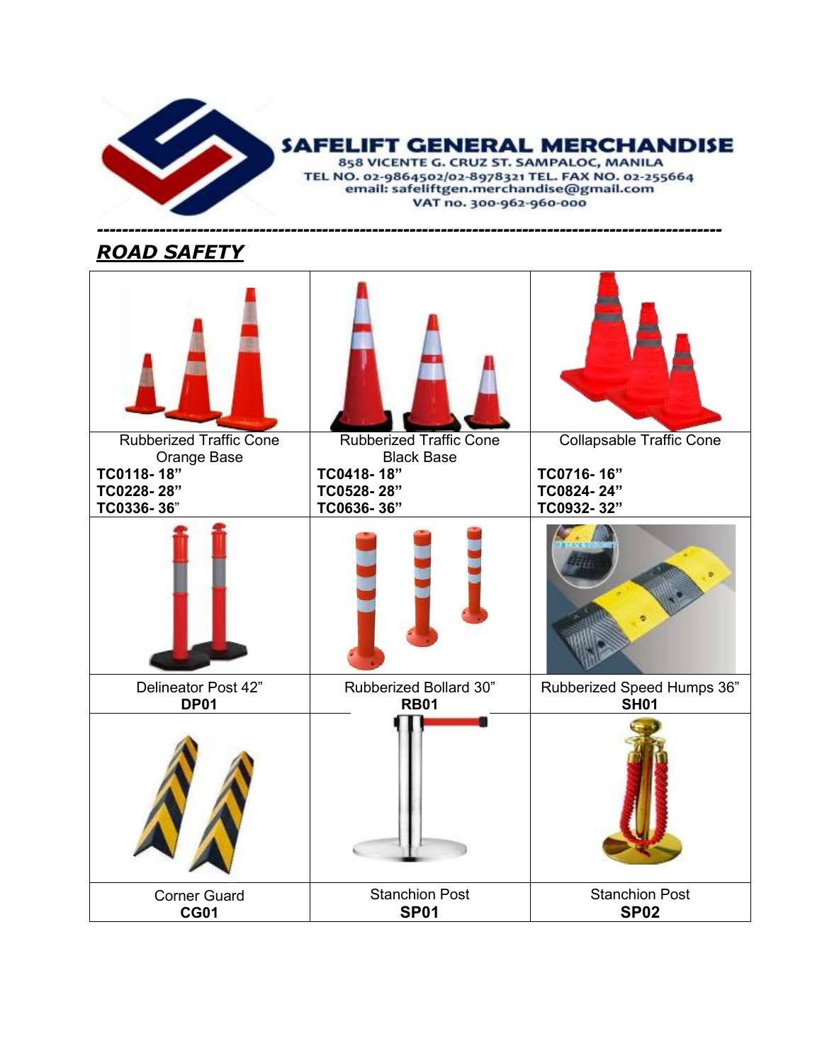**SAFELIFT GENERAL MERCHANDISE**

858 VICENTE G. CRUZ ST. SAMPALOC, MANILA
TEL NO. 02-9864502/02-8978321 TEL. FAX NO. 02-255664
email: safeliftgen.merchandise@gmail.com
VAT no. 300-962-960-000

---

## *ROAD SAFETY*

| | | |
|---|---|---|
| Rubberized Traffic Cone Orange Base<br>**TC0118- 18"**<br>**TC0228- 28"**<br>**TC0336- 36"** | Rubberized Traffic Cone Black Base<br>**TC0418- 18"**<br>**TC0528- 28"**<br>**TC0636- 36"** | Collapsable Traffic Cone<br>**TC0716- 16"**<br>**TC0824- 24"**<br>**TC0932- 32"** |
| Delineator Post 42"<br>**DP01** | Rubberized Bollard 30"<br>**RB01** | Rubberized Speed Humps 36"<br>**SH01** |
| Corner Guard<br>**CG01** | Stanchion Post<br>**SP01** | Stanchion Post<br>**SP02** |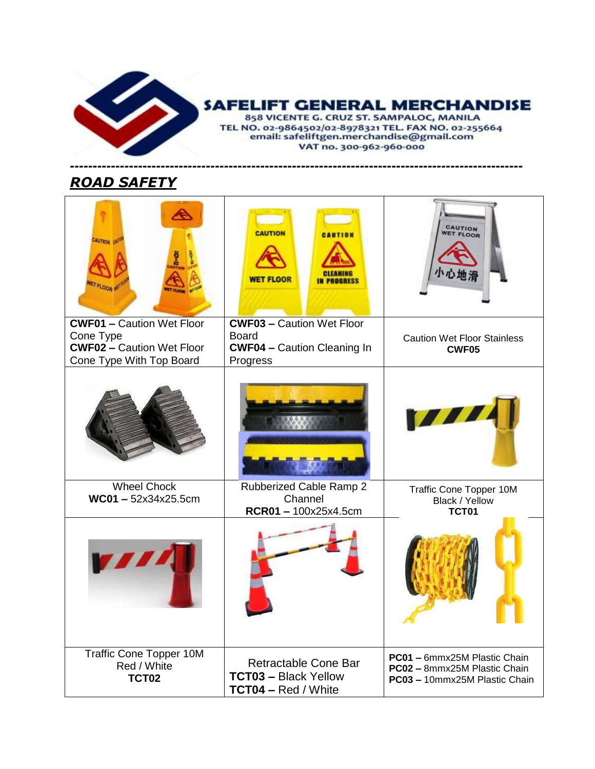**SAFELIFT GENERAL MERCHANDISE**
858 VICENTE G. CRUZ ST. SAMPALOC, MANILA
TEL NO. 02-9864502/02-8978321 TEL. FAX NO. 02-255664
email: safeliftgen.merchandise@gmail.com
VAT no. 300-962-960-000

---

## ***ROAD SAFETY***

| | | |
|---|---|---|
| **CWF01 –** Caution Wet Floor Cone Type<br>**CWF02 –** Caution Wet Floor Cone Type With Top Board | **CWF03 –** Caution Wet Floor Board<br>**CWF04 –** Caution Cleaning In Progress | Caution Wet Floor Stainless<br>**CWF05** |
| Wheel Chock<br>**WC01 –** 52x34x25.5cm | Rubberized Cable Ramp 2 Channel<br>**RCR01 –** 100x25x4.5cm | Traffic Cone Topper 10M Black / Yellow<br>**TCT01** |
| Traffic Cone Topper 10M Red / White<br>**TCT02** | Retractable Cone Bar<br>**TCT03 –** Black Yellow<br>**TCT04 –** Red / White | **PC01 –** 6mmx25M Plastic Chain<br>**PC02 –** 8mmx25M Plastic Chain<br>**PC03 –** 10mmx25M Plastic Chain |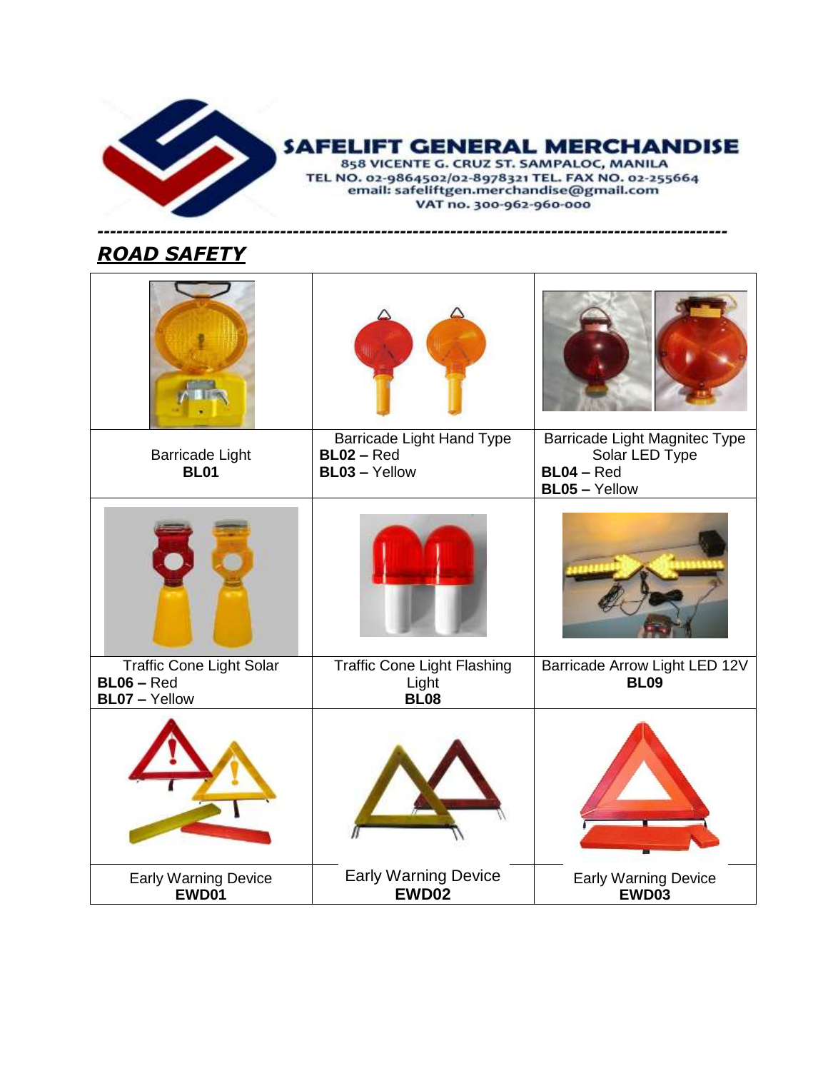**SAFELIFT GENERAL MERCHANDISE**
858 VICENTE G. CRUZ ST. SAMPALOC, MANILA
TEL NO. 02-9864502/02-8978321 TEL. FAX NO. 02-255664
email: safeliftgen.merchandise@gmail.com
VAT no. 300-962-960-000

---

## ***ROAD SAFETY***

| | | |
|---|---|---|
| Barricade Light<br>**BL01** | Barricade Light Hand Type<br>**BL02 –** Red<br>**BL03 –** Yellow | Barricade Light Magnitec Type<br>Solar LED Type<br>**BL04 –** Red<br>**BL05 –** Yellow |
| Traffic Cone Light Solar<br>**BL06 –** Red<br>**BL07 –** Yellow | Traffic Cone Light Flashing Light<br>**BL08** | Barricade Arrow Light LED 12V<br>**BL09** |
| Early Warning Device<br>**EWD01** | Early Warning Device<br>**EWD02** | Early Warning Device<br>**EWD03** |